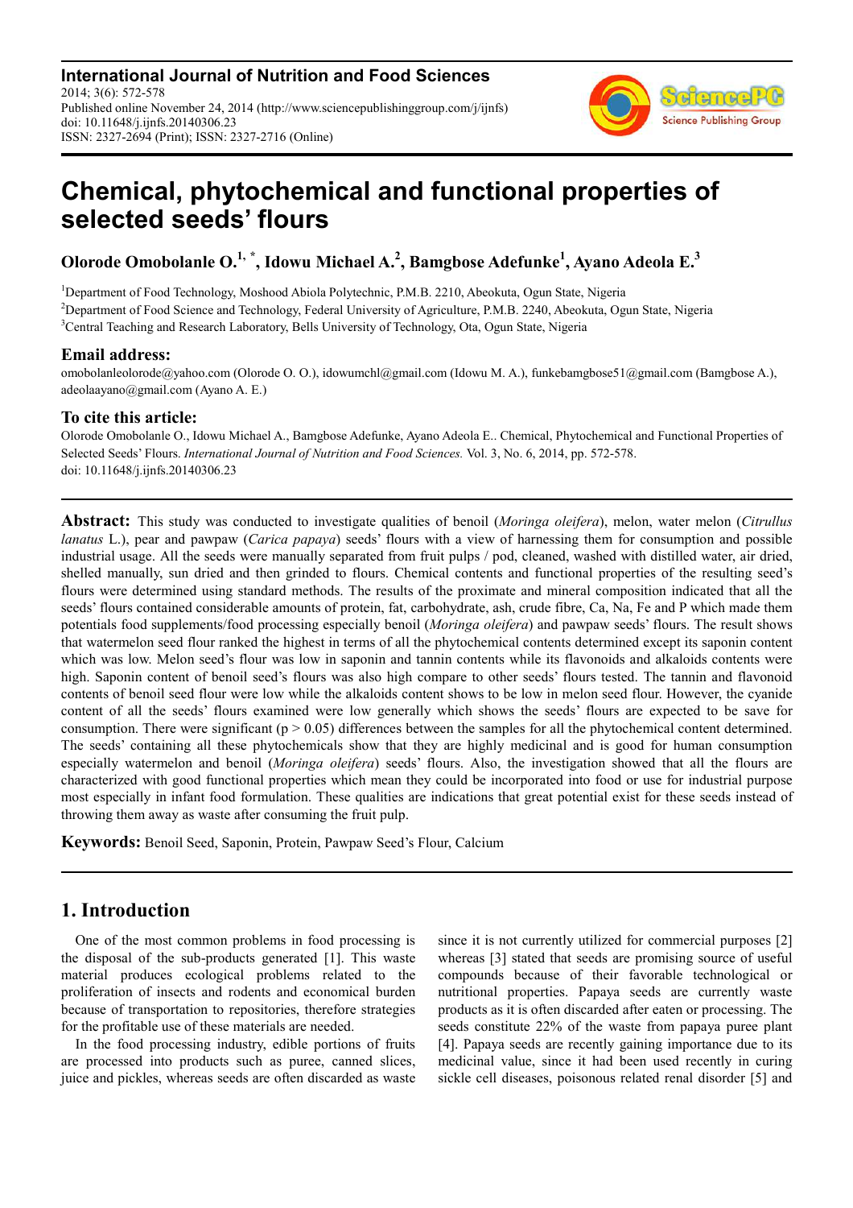**International Journal of Nutrition and Food Sciences**
2014; 3(6): 572-578
Published online November 24, 2014 (http://www.sciencepublishinggroup.com/j/ijnfs)
doi: 10.11648/j.ijnfs.20140306.23
ISSN: 2327-2694 (Print); ISSN: 2327-2716 (Online)

# Chemical, phytochemical and functional properties of selected seeds' flours

**Olorode Omobolanle O.[1, *], Idowu Michael A.[2], Bamgbose Adefunke[1], Ayano Adeola E.[3]**

[1]Department of Food Technology, Moshood Abiola Polytechnic, P.M.B. 2210, Abeokuta, Ogun State, Nigeria
[2]Department of Food Science and Technology, Federal University of Agriculture, P.M.B. 2240, Abeokuta, Ogun State, Nigeria
[3]Central Teaching and Research Laboratory, Bells University of Technology, Ota, Ogun State, Nigeria

## Email address:

omobolanleolorode@yahoo.com (Olorode O. O.), idowumchl@gmail.com (Idowu M. A.), funkebamgbose51@gmail.com (Bamgbose A.), adeolaayano@gmail.com (Ayano A. E.)

## To cite this article:

Olorode Omobolanle O., Idowu Michael A., Bamgbose Adefunke, Ayano Adeola E.. Chemical, Phytochemical and Functional Properties of Selected Seeds' Flours. *International Journal of Nutrition and Food Sciences.* Vol. 3, No. 6, 2014, pp. 572-578.
doi: 10.11648/j.ijnfs.20140306.23

**Abstract:** This study was conducted to investigate qualities of benoil (*Moringa oleifera*), melon, water melon (*Citrullus lanatus* L.), pear and pawpaw (*Carica papaya*) seeds' flours with a view of harnessing them for consumption and possible industrial usage. All the seeds were manually separated from fruit pulps / pod, cleaned, washed with distilled water, air dried, shelled manually, sun dried and then grinded to flours. Chemical contents and functional properties of the resulting seed's flours were determined using standard methods. The results of the proximate and mineral composition indicated that all the seeds' flours contained considerable amounts of protein, fat, carbohydrate, ash, crude fibre, Ca, Na, Fe and P which made them potentials food supplements/food processing especially benoil (*Moringa oleifera*) and pawpaw seeds' flours. The result shows that watermelon seed flour ranked the highest in terms of all the phytochemical contents determined except its saponin content which was low. Melon seed's flour was low in saponin and tannin contents while its flavonoids and alkaloids contents were high. Saponin content of benoil seed's flours was also high compare to other seeds' flours tested. The tannin and flavonoid contents of benoil seed flour were low while the alkaloids content shows to be low in melon seed flour. However, the cyanide content of all the seeds' flours examined were low generally which shows the seeds' flours are expected to be save for consumption. There were significant ($p > 0.05$) differences between the samples for all the phytochemical content determined. The seeds' containing all these phytochemicals show that they are highly medicinal and is good for human consumption especially watermelon and benoil (*Moringa oleifera*) seeds' flours. Also, the investigation showed that all the flours are characterized with good functional properties which mean they could be incorporated into food or use for industrial purpose most especially in infant food formulation. These qualities are indications that great potential exist for these seeds instead of throwing them away as waste after consuming the fruit pulp.

**Keywords:** Benoil Seed, Saponin, Protein, Pawpaw Seed's Flour, Calcium

## 1. Introduction

One of the most common problems in food processing is the disposal of the sub-products generated [1]. This waste material produces ecological problems related to the proliferation of insects and rodents and economical burden because of transportation to repositories, therefore strategies for the profitable use of these materials are needed.

In the food processing industry, edible portions of fruits are processed into products such as puree, canned slices, juice and pickles, whereas seeds are often discarded as waste since it is not currently utilized for commercial purposes [2] whereas [3] stated that seeds are promising source of useful compounds because of their favorable technological or nutritional properties. Papaya seeds are currently waste products as it is often discarded after eaten or processing. The seeds constitute 22% of the waste from papaya puree plant [4]. Papaya seeds are recently gaining importance due to its medicinal value, since it had been used recently in curing sickle cell diseases, poisonous related renal disorder [5] and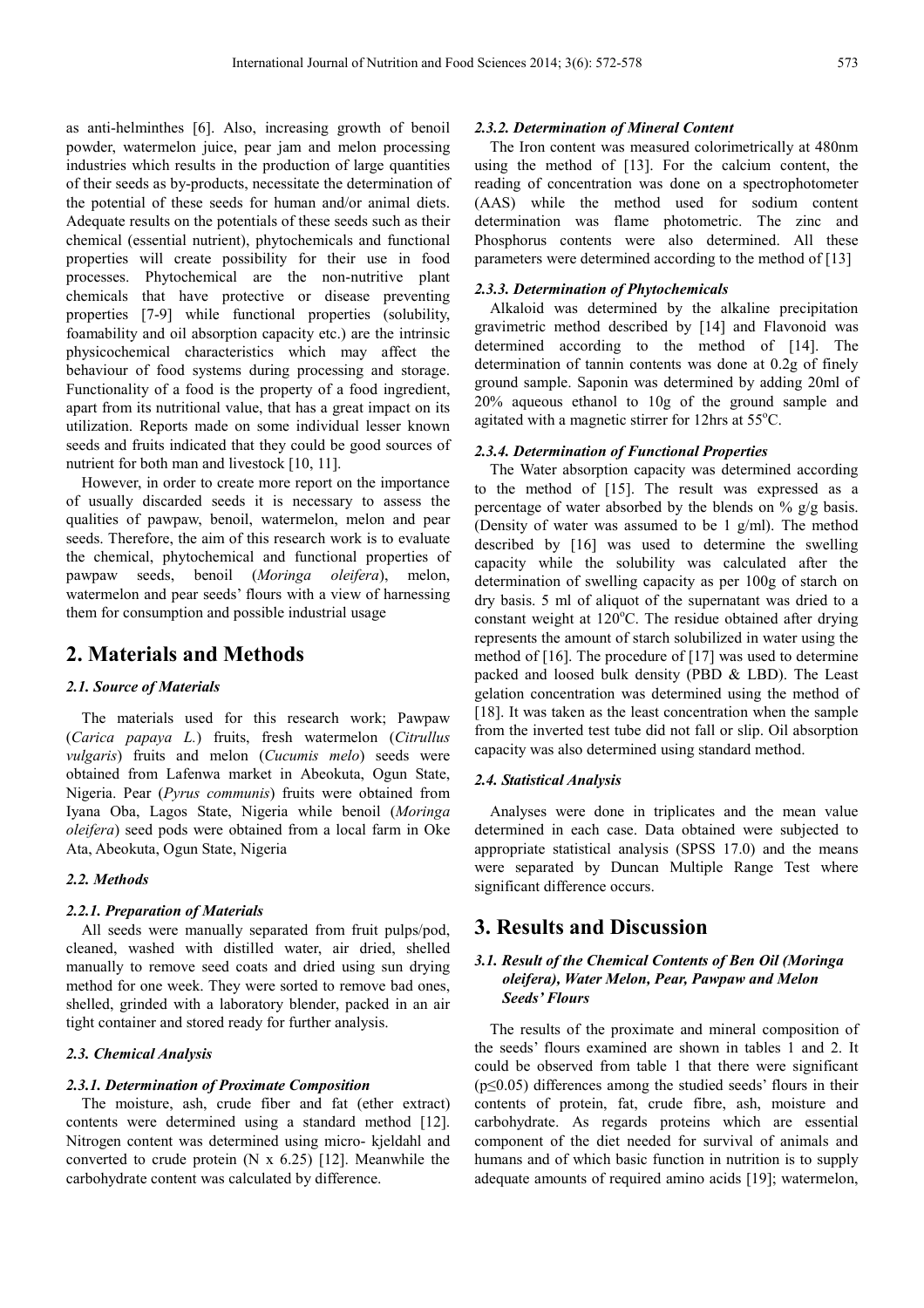as anti-helminthes [6]. Also, increasing growth of benoil powder, watermelon juice, pear jam and melon processing industries which results in the production of large quantities of their seeds as by-products, necessitate the determination of the potential of these seeds for human and/or animal diets. Adequate results on the potentials of these seeds such as their chemical (essential nutrient), phytochemicals and functional properties will create possibility for their use in food processes. Phytochemical are the non-nutritive plant chemicals that have protective or disease preventing properties [7-9] while functional properties (solubility, foamability and oil absorption capacity etc.) are the intrinsic physicochemical characteristics which may affect the behaviour of food systems during processing and storage. Functionality of a food is the property of a food ingredient, apart from its nutritional value, that has a great impact on its utilization. Reports made on some individual lesser known seeds and fruits indicated that they could be good sources of nutrient for both man and livestock [10, 11].

However, in order to create more report on the importance of usually discarded seeds it is necessary to assess the qualities of pawpaw, benoil, watermelon, melon and pear seeds. Therefore, the aim of this research work is to evaluate the chemical, phytochemical and functional properties of pawpaw seeds, benoil (*Moringa oleifera*), melon, watermelon and pear seeds' flours with a view of harnessing them for consumption and possible industrial usage

## 2. Materials and Methods

### 2.1. Source of Materials

The materials used for this research work; Pawpaw (*Carica papaya L.*) fruits, fresh watermelon (*Citrullus vulgaris*) fruits and melon (*Cucumis melo*) seeds were obtained from Lafenwa market in Abeokuta, Ogun State, Nigeria. Pear (*Pyrus communis*) fruits were obtained from Iyana Oba, Lagos State, Nigeria while benoil (*Moringa oleifera*) seed pods were obtained from a local farm in Oke Ata, Abeokuta, Ogun State, Nigeria

### 2.2. Methods

#### 2.2.1. Preparation of Materials

All seeds were manually separated from fruit pulps/pod, cleaned, washed with distilled water, air dried, shelled manually to remove seed coats and dried using sun drying method for one week. They were sorted to remove bad ones, shelled, grinded with a laboratory blender, packed in an air tight container and stored ready for further analysis.

### 2.3. Chemical Analysis

#### 2.3.1. Determination of Proximate Composition

The moisture, ash, crude fiber and fat (ether extract) contents were determined using a standard method [12]. Nitrogen content was determined using micro- kjeldahl and converted to crude protein (N x 6.25) [12]. Meanwhile the carbohydrate content was calculated by difference.

#### 2.3.2. Determination of Mineral Content

The Iron content was measured colorimetrically at 480nm using the method of [13]. For the calcium content, the reading of concentration was done on a spectrophotometer (AAS) while the method used for sodium content determination was flame photometric. The zinc and Phosphorus contents were also determined. All these parameters were determined according to the method of [13]

#### 2.3.3. Determination of Phytochemicals

Alkaloid was determined by the alkaline precipitation gravimetric method described by [14] and Flavonoid was determined according to the method of [14]. The determination of tannin contents was done at 0.2g of finely ground sample. Saponin was determined by adding 20ml of 20% aqueous ethanol to 10g of the ground sample and agitated with a magnetic stirrer for 12hrs at 55°C.

#### 2.3.4. Determination of Functional Properties

The Water absorption capacity was determined according to the method of [15]. The result was expressed as a percentage of water absorbed by the blends on % g/g basis. (Density of water was assumed to be 1 g/ml). The method described by [16] was used to determine the swelling capacity while the solubility was calculated after the determination of swelling capacity as per 100g of starch on dry basis. 5 ml of aliquot of the supernatant was dried to a constant weight at 120°C. The residue obtained after drying represents the amount of starch solubilized in water using the method of [16]. The procedure of [17] was used to determine packed and loosed bulk density (PBD & LBD). The Least gelation concentration was determined using the method of [18]. It was taken as the least concentration when the sample from the inverted test tube did not fall or slip. Oil absorption capacity was also determined using standard method.

### 2.4. Statistical Analysis

Analyses were done in triplicates and the mean value determined in each case. Data obtained were subjected to appropriate statistical analysis (SPSS 17.0) and the means were separated by Duncan Multiple Range Test where significant difference occurs.

## 3. Results and Discussion

### 3.1. Result of the Chemical Contents of Ben Oil (*Moringa oleifera*), Water Melon, Pear, Pawpaw and Melon Seeds' Flours

The results of the proximate and mineral composition of the seeds' flours examined are shown in tables 1 and 2. It could be observed from table 1 that there were significant ($p \leq 0.05$) differences among the studied seeds' flours in their contents of protein, fat, crude fibre, ash, moisture and carbohydrate. As regards proteins which are essential component of the diet needed for survival of animals and humans and of which basic function in nutrition is to supply adequate amounts of required amino acids [19]; watermelon,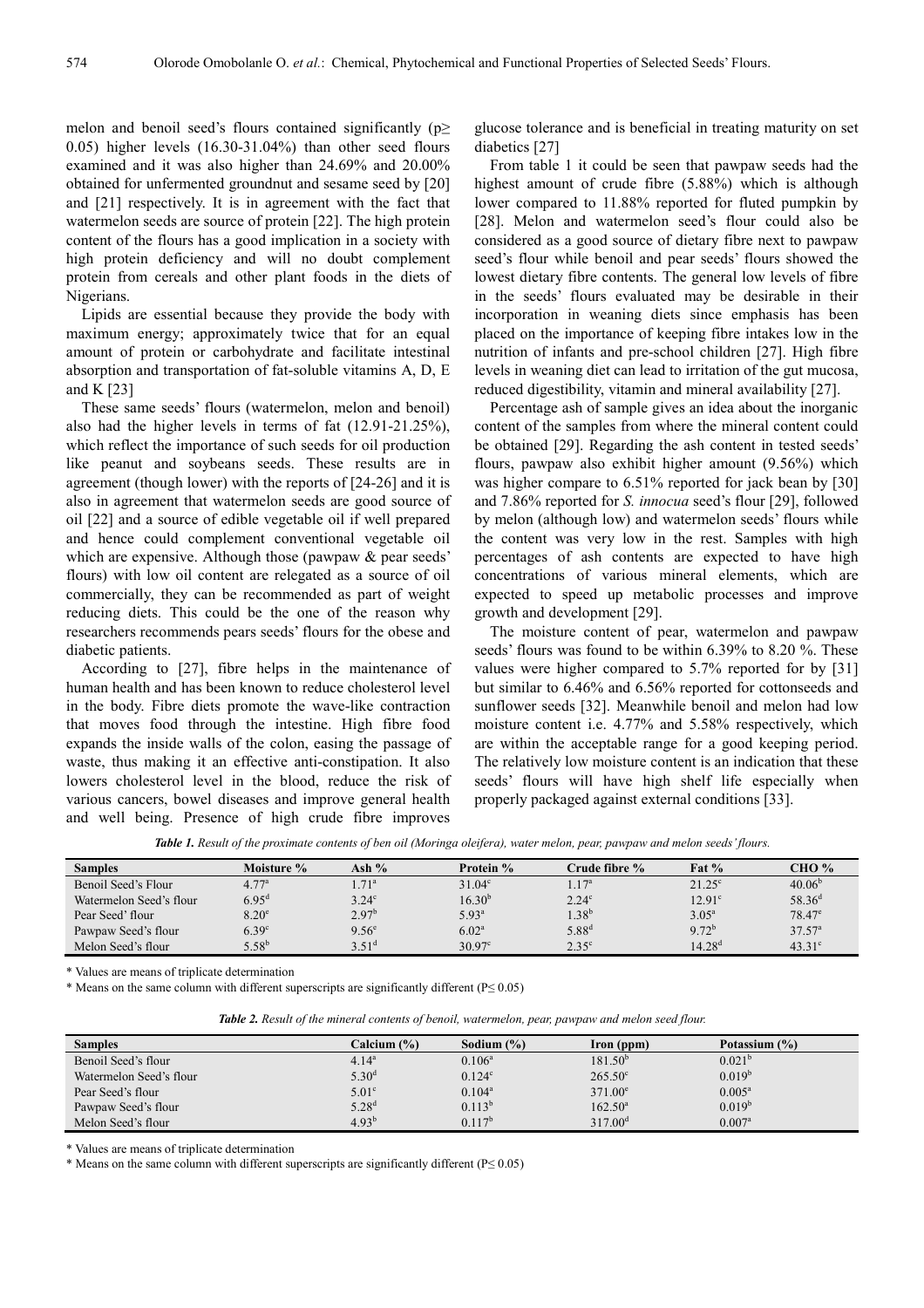melon and benoil seed's flours contained significantly ($p \geq 0.05$) higher levels (16.30-31.04%) than other seed flours examined and it was also higher than 24.69% and 20.00% obtained for unfermented groundnut and sesame seed by [20] and [21] respectively. It is in agreement with the fact that watermelon seeds are source of protein [22]. The high protein content of the flours has a good implication in a society with high protein deficiency and will no doubt complement protein from cereals and other plant foods in the diets of Nigerians.

Lipids are essential because they provide the body with maximum energy; approximately twice that for an equal amount of protein or carbohydrate and facilitate intestinal absorption and transportation of fat-soluble vitamins A, D, E and K [23]

These same seeds' flours (watermelon, melon and benoil) also had the higher levels in terms of fat (12.91-21.25%), which reflect the importance of such seeds for oil production like peanut and soybeans seeds. These results are in agreement (though lower) with the reports of [24-26] and it is also in agreement that watermelon seeds are good source of oil [22] and a source of edible vegetable oil if well prepared and hence could complement conventional vegetable oil which are expensive. Although those (pawpaw & pear seeds' flours) with low oil content are relegated as a source of oil commercially, they can be recommended as part of weight reducing diets. This could be the one of the reason why researchers recommends pears seeds' flours for the obese and diabetic patients.

According to [27], fibre helps in the maintenance of human health and has been known to reduce cholesterol level in the body. Fibre diets promote the wave-like contraction that moves food through the intestine. High fibre food expands the inside walls of the colon, easing the passage of waste, thus making it an effective anti-constipation. It also lowers cholesterol level in the blood, reduce the risk of various cancers, bowel diseases and improve general health and well being. Presence of high crude fibre improves glucose tolerance and is beneficial in treating maturity on set diabetics [27]

From table 1 it could be seen that pawpaw seeds had the highest amount of crude fibre (5.88%) which is although lower compared to 11.88% reported for fluted pumpkin by [28]. Melon and watermelon seed's flour could also be considered as a good source of dietary fibre next to pawpaw seed's flour while benoil and pear seeds' flours showed the lowest dietary fibre contents. The general low levels of fibre in the seeds' flours evaluated may be desirable in their incorporation in weaning diets since emphasis has been placed on the importance of keeping fibre intakes low in the nutrition of infants and pre-school children [27]. High fibre levels in weaning diet can lead to irritation of the gut mucosa, reduced digestibility, vitamin and mineral availability [27].

Percentage ash of sample gives an idea about the inorganic content of the samples from where the mineral content could be obtained [29]. Regarding the ash content in tested seeds' flours, pawpaw also exhibit higher amount (9.56%) which was higher compare to 6.51% reported for jack bean by [30] and 7.86% reported for *S. innocua* seed's flour [29], followed by melon (although low) and watermelon seeds' flours while the content was very low in the rest. Samples with high percentages of ash contents are expected to have high concentrations of various mineral elements, which are expected to speed up metabolic processes and improve growth and development [29].

The moisture content of pear, watermelon and pawpaw seeds' flours was found to be within 6.39% to 8.20 %. These values were higher compared to 5.7% reported for by [31] but similar to 6.46% and 6.56% reported for cottonseeds and sunflower seeds [32]. Meanwhile benoil and melon had low moisture content i.e. 4.77% and 5.58% respectively, which are within the acceptable range for a good keeping period. The relatively low moisture content is an indication that these seeds' flours will have high shelf life especially when properly packaged against external conditions [33].

***Table 1.*** *Result of the proximate contents of ben oil (Moringa oleifera), water melon, pear, pawpaw and melon seeds' flours.*

| Samples | Moisture % | Ash % | Protein % | Crude fibre % | Fat % | CHO % |
|---|---|---|---|---|---|---|
| Benoil Seed's Flour | $4.77^{a}$ | $1.71^{a}$ | $31.04^{c}$ | $1.17^{a}$ | $21.25^{c}$ | $40.06^{b}$ |
| Watermelon Seed's flour | $6.95^{d}$ | $3.24^{c}$ | $16.30^{b}$ | $2.24^{c}$ | $12.91^{c}$ | $58.36^{d}$ |
| Pear Seed' flour | $8.20^{e}$ | $2.97^{b}$ | $5.93^{a}$ | $1.38^{b}$ | $3.05^{a}$ | $78.47^{e}$ |
| Pawpaw Seed's flour | $6.39^{c}$ | $9.56^{e}$ | $6.02^{a}$ | $5.88^{d}$ | $9.72^{b}$ | $37.57^{a}$ |
| Melon Seed's flour | $5.58^{b}$ | $3.51^{d}$ | $30.97^{c}$ | $2.35^{c}$ | $14.28^{d}$ | $43.31^{c}$ |

\* Values are means of triplicate determination

\* Means on the same column with different superscripts are significantly different ($P \leq 0.05$)

***Table 2.*** *Result of the mineral contents of benoil, watermelon, pear, pawpaw and melon seed flour.*

| Samples | Calcium (%) | Sodium (%) | Iron (ppm) | Potassium (%) |
|---|---|---|---|---|
| Benoil Seed's flour | $4.14^{a}$ | $0.106^{a}$ | $181.50^{b}$ | $0.021^{b}$ |
| Watermelon Seed's flour | $5.30^{d}$ | $0.124^{c}$ | $265.50^{c}$ | $0.019^{b}$ |
| Pear Seed's flour | $5.01^{c}$ | $0.104^{a}$ | $371.00^{e}$ | $0.005^{a}$ |
| Pawpaw Seed's flour | $5.28^{d}$ | $0.113^{b}$ | $162.50^{a}$ | $0.019^{b}$ |
| Melon Seed's flour | $4.93^{b}$ | $0.117^{b}$ | $317.00^{d}$ | $0.007^{a}$ |

\* Values are means of triplicate determination

\* Means on the same column with different superscripts are significantly different ($P \leq 0.05$)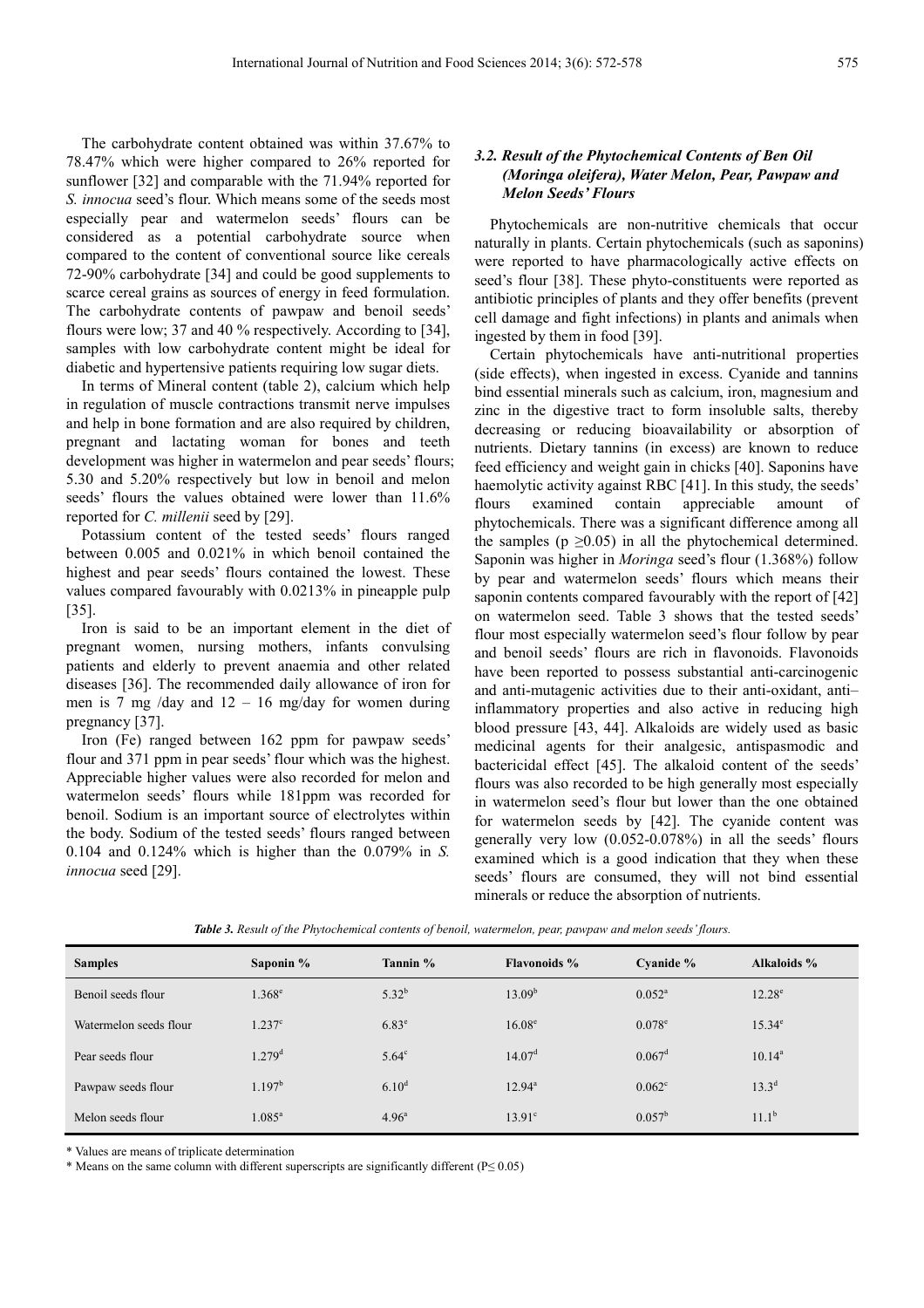The carbohydrate content obtained was within 37.67% to 78.47% which were higher compared to 26% reported for sunflower [32] and comparable with the 71.94% reported for *S. innocua* seed's flour. Which means some of the seeds most especially pear and watermelon seeds' flours can be considered as a potential carbohydrate source when compared to the content of conventional source like cereals 72-90% carbohydrate [34] and could be good supplements to scarce cereal grains as sources of energy in feed formulation. The carbohydrate contents of pawpaw and benoil seeds' flours were low; 37 and 40 % respectively. According to [34], samples with low carbohydrate content might be ideal for diabetic and hypertensive patients requiring low sugar diets.

In terms of Mineral content (table 2), calcium which help in regulation of muscle contractions transmit nerve impulses and help in bone formation and are also required by children, pregnant and lactating woman for bones and teeth development was higher in watermelon and pear seeds' flours; 5.30 and 5.20% respectively but low in benoil and melon seeds' flours the values obtained were lower than 11.6% reported for *C. millenii* seed by [29].

Potassium content of the tested seeds' flours ranged between 0.005 and 0.021% in which benoil contained the highest and pear seeds' flours contained the lowest. These values compared favourably with 0.0213% in pineapple pulp [35].

Iron is said to be an important element in the diet of pregnant women, nursing mothers, infants convulsing patients and elderly to prevent anaemia and other related diseases [36]. The recommended daily allowance of iron for men is 7 mg /day and 12 – 16 mg/day for women during pregnancy [37].

Iron (Fe) ranged between 162 ppm for pawpaw seeds' flour and 371 ppm in pear seeds' flour which was the highest. Appreciable higher values were also recorded for melon and watermelon seeds' flours while 181ppm was recorded for benoil. Sodium is an important source of electrolytes within the body. Sodium of the tested seeds' flours ranged between 0.104 and 0.124% which is higher than the 0.079% in *S. innocua* seed [29].

### 3.2. Result of the Phytochemical Contents of Ben Oil (*Moringa oleifera*), Water Melon, Pear, Pawpaw and Melon Seeds' Flours

Phytochemicals are non-nutritive chemicals that occur naturally in plants. Certain phytochemicals (such as saponins) were reported to have pharmacologically active effects on seed's flour [38]. These phyto-constituents were reported as antibiotic principles of plants and they offer benefits (prevent cell damage and fight infections) in plants and animals when ingested by them in food [39].

Certain phytochemicals have anti-nutritional properties (side effects), when ingested in excess. Cyanide and tannins bind essential minerals such as calcium, iron, magnesium and zinc in the digestive tract to form insoluble salts, thereby decreasing or reducing bioavailability or absorption of nutrients. Dietary tannins (in excess) are known to reduce feed efficiency and weight gain in chicks [40]. Saponins have haemolytic activity against RBC [41]. In this study, the seeds' flours examined contain appreciable amount of phytochemicals. There was a significant difference among all the samples ($p \geq 0.05$) in all the phytochemical determined. Saponin was higher in *Moringa* seed's flour (1.368%) follow by pear and watermelon seeds' flours which means their saponin contents compared favourably with the report of [42] on watermelon seed. Table 3 shows that the tested seeds' flour most especially watermelon seed's flour follow by pear and benoil seeds' flours are rich in flavonoids. Flavonoids have been reported to possess substantial anti-carcinogenic and anti-mutagenic activities due to their anti-oxidant, anti–inflammatory properties and also active in reducing high blood pressure [43, 44]. Alkaloids are widely used as basic medicinal agents for their analgesic, antispasmodic and bactericidal effect [45]. The alkaloid content of the seeds' flours was also recorded to be high generally most especially in watermelon seed's flour but lower than the one obtained for watermelon seeds by [42]. The cyanide content was generally very low (0.052-0.078%) in all the seeds' flours examined which is a good indication that they when these seeds' flours are consumed, they will not bind essential minerals or reduce the absorption of nutrients.

***Table 3.** Result of the Phytochemical contents of benoil, watermelon, pear, pawpaw and melon seeds' flours.*

| Samples | Saponin % | Tannin % | Flavonoids % | Cyanide % | Alkaloids % |
|---|---|---|---|---|---|
| Benoil seeds flour | $1.368^{e}$ | $5.32^{b}$ | $13.09^{b}$ | $0.052^{a}$ | $12.28^{c}$ |
| Watermelon seeds flour | $1.237^{c}$ | $6.83^{e}$ | $16.08^{e}$ | $0.078^{e}$ | $15.34^{e}$ |
| Pear seeds flour | $1.279^{d}$ | $5.64^{c}$ | $14.07^{d}$ | $0.067^{d}$ | $10.14^{a}$ |
| Pawpaw seeds flour | $1.197^{b}$ | $6.10^{d}$ | $12.94^{a}$ | $0.062^{c}$ | $13.3^{d}$ |
| Melon seeds flour | $1.085^{a}$ | $4.96^{a}$ | $13.91^{c}$ | $0.057^{b}$ | $11.1^{b}$ |

\* Values are means of triplicate determination

\* Means on the same column with different superscripts are significantly different ($P \leq 0.05$)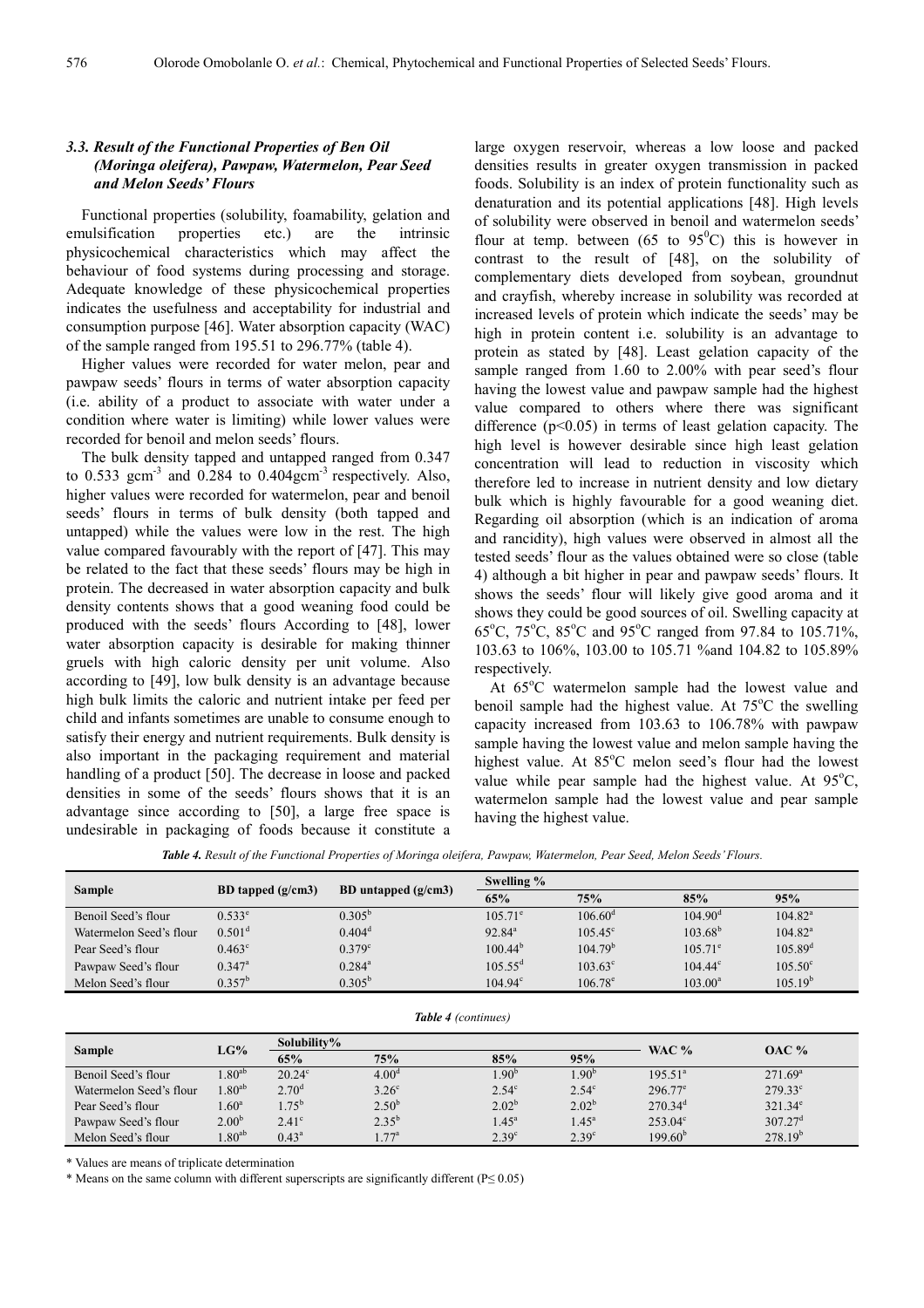### 3.3. Result of the Functional Properties of Ben Oil (Moringa oleifera), Pawpaw, Watermelon, Pear Seed and Melon Seeds' Flours

Functional properties (solubility, foamability, gelation and emulsification properties etc.) are the intrinsic physicochemical characteristics which may affect the behaviour of food systems during processing and storage. Adequate knowledge of these physicochemical properties indicates the usefulness and acceptability for industrial and consumption purpose [46]. Water absorption capacity (WAC) of the sample ranged from 195.51 to 296.77% (table 4).

Higher values were recorded for water melon, pear and pawpaw seeds' flours in terms of water absorption capacity (i.e. ability of a product to associate with water under a condition where water is limiting) while lower values were recorded for benoil and melon seeds' flours.

The bulk density tapped and untapped ranged from 0.347 to 0.533 $gcm^{-3}$ and 0.284 to 0.404$gcm^{-3}$ respectively. Also, higher values were recorded for watermelon, pear and benoil seeds' flours in terms of bulk density (both tapped and untapped) while the values were low in the rest. The high value compared favourably with the report of [47]. This may be related to the fact that these seeds' flours may be high in protein. The decreased in water absorption capacity and bulk density contents shows that a good weaning food could be produced with the seeds' flours According to [48], lower water absorption capacity is desirable for making thinner gruels with high caloric density per unit volume. Also according to [49], low bulk density is an advantage because high bulk limits the caloric and nutrient intake per feed per child and infants sometimes are unable to consume enough to satisfy their energy and nutrient requirements. Bulk density is also important in the packaging requirement and material handling of a product [50]. The decrease in loose and packed densities in some of the seeds' flours shows that it is an advantage since according to [50], a large free space is undesirable in packaging of foods because it constitute a large oxygen reservoir, whereas a low loose and packed densities results in greater oxygen transmission in packed foods. Solubility is an index of protein functionality such as denaturation and its potential applications [48]. High levels of solubility were observed in benoil and watermelon seeds' flour at temp. between (65 to 95$^0$C) this is however in contrast to the result of [48], on the solubility of complementary diets developed from soybean, groundnut and crayfish, whereby increase in solubility was recorded at increased levels of protein which indicate the seeds' may be high in protein content i.e. solubility is an advantage to protein as stated by [48]. Least gelation capacity of the sample ranged from 1.60 to 2.00% with pear seed's flour having the lowest value and pawpaw sample had the highest value compared to others where there was significant difference ($p<0.05$) in terms of least gelation capacity. The high level is however desirable since high least gelation concentration will lead to reduction in viscosity which therefore led to increase in nutrient density and low dietary bulk which is highly favourable for a good weaning diet. Regarding oil absorption (which is an indication of aroma and rancidity), high values were observed in almost all the tested seeds' flour as the values obtained were so close (table 4) although a bit higher in pear and pawpaw seeds' flours. It shows the seeds' flour will likely give good aroma and it shows they could be good sources of oil. Swelling capacity at 65°C, 75°C, 85°C and 95°C ranged from 97.84 to 105.71%, 103.63 to 106%, 103.00 to 105.71 %and 104.82 to 105.89% respectively.

At 65°C watermelon sample had the lowest value and benoil sample had the highest value. At 75°C the swelling capacity increased from 103.63 to 106.78% with pawpaw sample having the lowest value and melon sample having the highest value. At 85°C melon seed's flour had the lowest value while pear sample had the highest value. At 95°C, watermelon sample had the lowest value and pear sample having the highest value.

***Table 4.*** *Result of the Functional Properties of Moringa oleifera, Pawpaw, Watermelon, Pear Seed, Melon Seeds' Flours.*

| Sample | BD tapped (g/cm3) | BD untapped (g/cm3) | Swelling % | | | |
|---|---|---|---|---|---|---|
| | | | 65% | 75% | 85% | 95% |
| Benoil Seed's flour | $0.533^{e}$ | $0.305^{b}$ | $105.71^{e}$ | $106.60^{d}$ | $104.90^{d}$ | $104.82^{a}$ |
| Watermelon Seed's flour | $0.501^{d}$ | $0.404^{d}$ | $92.84^{a}$ | $105.45^{c}$ | $103.68^{b}$ | $104.82^{a}$ |
| Pear Seed's flour | $0.463^{c}$ | $0.379^{c}$ | $100.44^{b}$ | $104.79^{b}$ | $105.71^{e}$ | $105.89^{d}$ |
| Pawpaw Seed's flour | $0.347^{a}$ | $0.284^{a}$ | $105.55^{d}$ | $103.63^{c}$ | $104.44^{c}$ | $105.50^{c}$ |
| Melon Seed's flour | $0.357^{b}$ | $0.305^{b}$ | $104.94^{c}$ | $106.78^{e}$ | $103.00^{a}$ | $105.19^{b}$ |

***Table 4*** *(continues)*

| Sample | LG% | Solubility% | | | | WAC % | OAC % |
|---|---|---|---|---|---|---|---|
| | | 65% | 75% | 85% | 95% | | |
| Benoil Seed's flour | $1.80^{ab}$ | $20.24^{c}$ | $4.00^{d}$ | $1.90^{b}$ | $1.90^{b}$ | $195.51^{a}$ | $271.69^{a}$ |
| Watermelon Seed's flour | $1.80^{ab}$ | $2.70^{d}$ | $3.26^{c}$ | $2.54^{c}$ | $2.54^{c}$ | $296.77^{e}$ | $279.33^{c}$ |
| Pear Seed's flour | $1.60^{a}$ | $1.75^{b}$ | $2.50^{b}$ | $2.02^{b}$ | $2.02^{b}$ | $270.34^{d}$ | $321.34^{e}$ |
| Pawpaw Seed's flour | $2.00^{b}$ | $2.41^{c}$ | $2.35^{b}$ | $1.45^{a}$ | $1.45^{a}$ | $253.04^{c}$ | $307.27^{d}$ |
| Melon Seed's flour | $1.80^{ab}$ | $0.43^{a}$ | $1.77^{a}$ | $2.39^{c}$ | $2.39^{c}$ | $199.60^{b}$ | $278.19^{b}$ |

* Values are means of triplicate determination

* Means on the same column with different superscripts are significantly different ($P \leq 0.05$)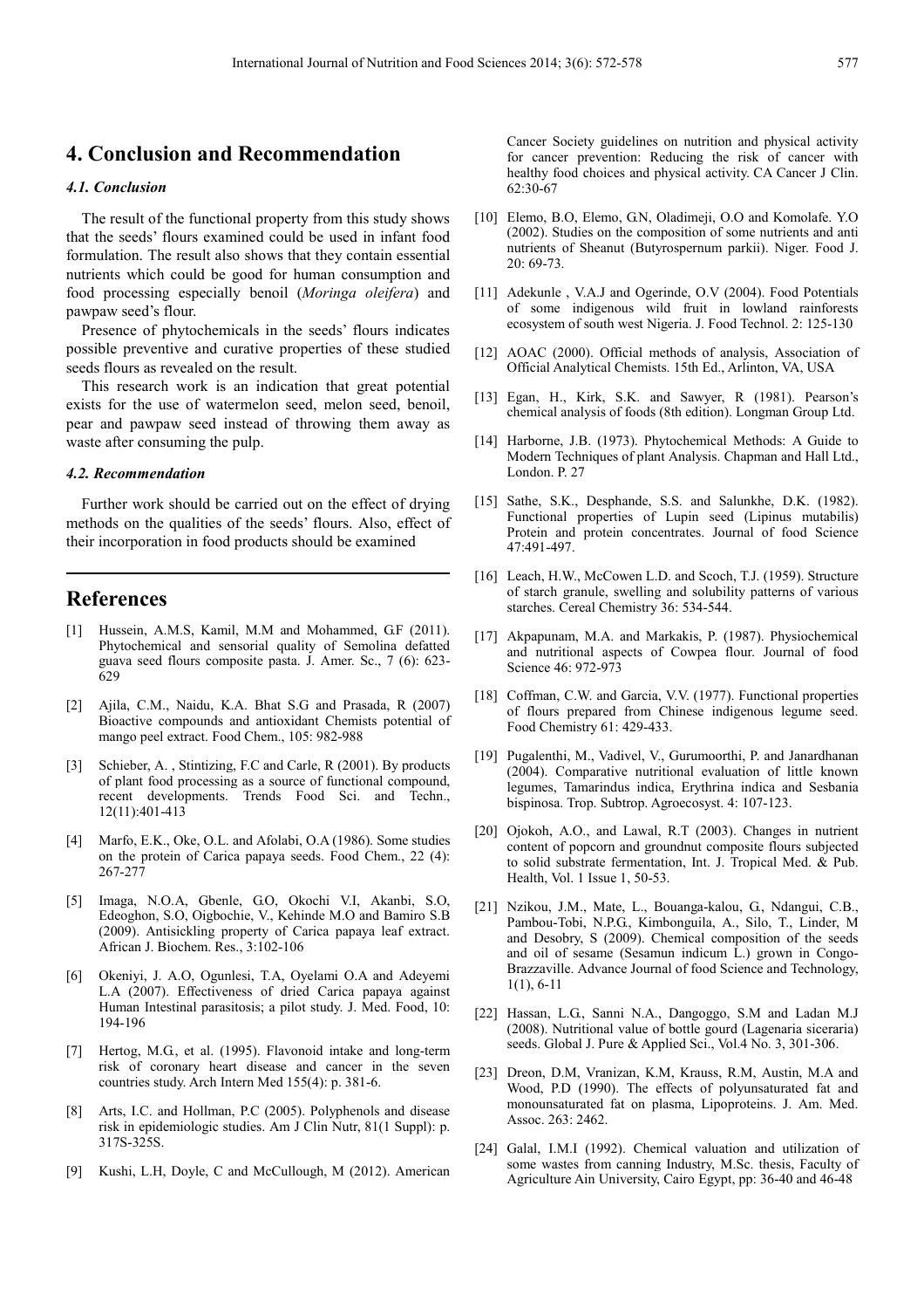## 4. Conclusion and Recommendation

### 4.1. Conclusion

The result of the functional property from this study shows that the seeds' flours examined could be used in infant food formulation. The result also shows that they contain essential nutrients which could be good for human consumption and food processing especially benoil (*Moringa oleifera*) and pawpaw seed's flour.

Presence of phytochemicals in the seeds' flours indicates possible preventive and curative properties of these studied seeds flours as revealed on the result.

This research work is an indication that great potential exists for the use of watermelon seed, melon seed, benoil, pear and pawpaw seed instead of throwing them away as waste after consuming the pulp.

### 4.2. Recommendation

Further work should be carried out on the effect of drying methods on the qualities of the seeds' flours. Also, effect of their incorporation in food products should be examined

## References

[1] Hussein, A.M.S, Kamil, M.M and Mohammed, G.F (2011). Phytochemical and sensorial quality of Semolina defatted guava seed flours composite pasta. J. Amer. Sc., 7 (6): 623-629

[2] Ajila, C.M., Naidu, K.A. Bhat S.G and Prasada, R (2007) Bioactive compounds and antioxidant Chemists potential of mango peel extract. Food Chem., 105: 982-988

[3] Schieber, A. , Stintizing, F.C and Carle, R (2001). By products of plant food processing as a source of functional compound, recent developments. Trends Food Sci. and Techn., 12(11):401-413

[4] Marfo, E.K., Oke, O.L. and Afolabi, O.A (1986). Some studies on the protein of Carica papaya seeds. Food Chem., 22 (4): 267-277

[5] Imaga, N.O.A, Gbenle, G.O, Okochi V.I, Akanbi, S.O, Edeoghon, S.O, Oigbochie, V., Kehinde M.O and Bamiro S.B (2009). Antisickling property of Carica papaya leaf extract. African J. Biochem. Res., 3:102-106

[6] Okeniyi, J. A.O, Ogunlesi, T.A, Oyelami O.A and Adeyemi L.A (2007). Effectiveness of dried Carica papaya against Human Intestinal parasitosis; a pilot study. J. Med. Food, 10: 194-196

[7] Hertog, M.G., et al. (1995). Flavonoid intake and long-term risk of coronary heart disease and cancer in the seven countries study. Arch Intern Med 155(4): p. 381-6.

[8] Arts, I.C. and Hollman, P.C (2005). Polyphenols and disease risk in epidemiologic studies. Am J Clin Nutr, 81(1 Suppl): p. 317S-325S.

[9] Kushi, L.H, Doyle, C and McCullough, M (2012). American Cancer Society guidelines on nutrition and physical activity for cancer prevention: Reducing the risk of cancer with healthy food choices and physical activity. CA Cancer J Clin. 62:30-67

[10] Elemo, B.O, Elemo, G.N, Oladimeji, O.O and Komolafe. Y.O (2002). Studies on the composition of some nutrients and anti nutrients of Sheanut (Butyrospernum parkii). Niger. Food J. 20: 69-73.

[11] Adekunle , V.A.J and Ogerinde, O.V (2004). Food Potentials of some indigenous wild fruit in lowland rainforests ecosystem of south west Nigeria. J. Food Technol. 2: 125-130

[12] AOAC (2000). Official methods of analysis, Association of Official Analytical Chemists. 15th Ed., Arlinton, VA, USA

[13] Egan, H., Kirk, S.K. and Sawyer, R (1981). Pearson's chemical analysis of foods (8th edition). Longman Group Ltd.

[14] Harborne, J.B. (1973). Phytochemical Methods: A Guide to Modern Techniques of plant Analysis. Chapman and Hall Ltd., London. P. 27

[15] Sathe, S.K., Desphande, S.S. and Salunkhe, D.K. (1982). Functional properties of Lupin seed (Lipinus mutabilis) Protein and protein concentrates. Journal of food Science 47:491-497.

[16] Leach, H.W., McCowen L.D. and Scoch, T.J. (1959). Structure of starch granule, swelling and solubility patterns of various starches. Cereal Chemistry 36: 534-544.

[17] Akpapunam, M.A. and Markakis, P. (1987). Physiochemical and nutritional aspects of Cowpea flour. Journal of food Science 46: 972-973

[18] Coffman, C.W. and Garcia, V.V. (1977). Functional properties of flours prepared from Chinese indigenous legume seed. Food Chemistry 61: 429-433.

[19] Pugalenthi, M., Vadivel, V., Gurumoorthi, P. and Janardhanan (2004). Comparative nutritional evaluation of little known legumes, Tamarindus indica, Erythrina indica and Sesbania bispinosa. Trop. Subtrop. Agroecosyst. 4: 107-123.

[20] Ojokoh, A.O., and Lawal, R.T (2003). Changes in nutrient content of popcorn and groundnut composite flours subjected to solid substrate fermentation, Int. J. Tropical Med. & Pub. Health, Vol. 1 Issue 1, 50-53.

[21] Nzikou, J.M., Mate, L., Bouanga-kalou, G., Ndangui, C.B., Pambou-Tobi, N.P.G., Kimbonguila, A., Silo, T., Linder, M and Desobry, S (2009). Chemical composition of the seeds and oil of sesame (Sesamun indicum L.) grown in Congo-Brazzaville. Advance Journal of food Science and Technology, 1(1), 6-11

[22] Hassan, L.G., Sanni N.A., Dangoggo, S.M and Ladan M.J (2008). Nutritional value of bottle gourd (Lagenaria siceraria) seeds. Global J. Pure & Applied Sci., Vol.4 No. 3, 301-306.

[23] Dreon, D.M, Vranizan, K.M, Krauss, R.M, Austin, M.A and Wood, P.D (1990). The effects of polyunsaturated fat and monounsaturated fat on plasma, Lipoproteins. J. Am. Med. Assoc. 263: 2462.

[24] Galal, I.M.I (1992). Chemical valuation and utilization of some wastes from canning Industry, M.Sc. thesis, Faculty of Agriculture Ain University, Cairo Egypt, pp: 36-40 and 46-48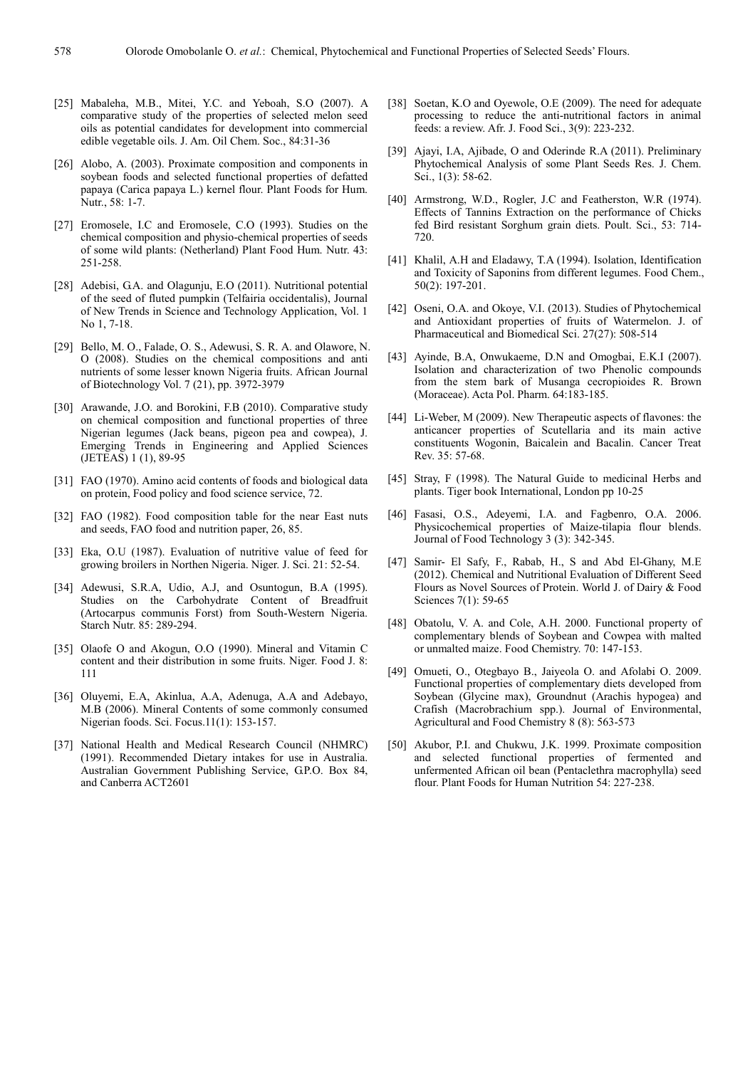[25] Mabaleha, M.B., Mitei, Y.C. and Yeboah, S.O (2007). A comparative study of the properties of selected melon seed oils as potential candidates for development into commercial edible vegetable oils. J. Am. Oil Chem. Soc., 84:31-36

[26] Alobo, A. (2003). Proximate composition and components in soybean foods and selected functional properties of defatted papaya (Carica papaya L.) kernel flour. Plant Foods for Hum. Nutr., 58: 1-7.

[27] Eromosele, I.C and Eromosele, C.O (1993). Studies on the chemical composition and physio-chemical properties of seeds of some wild plants: (Netherland) Plant Food Hum. Nutr. 43: 251-258.

[28] Adebisi, G.A. and Olagunju, E.O (2011). Nutritional potential of the seed of fluted pumpkin (Telfairia occidentalis), Journal of New Trends in Science and Technology Application, Vol. 1 No 1, 7-18.

[29] Bello, M. O., Falade, O. S., Adewusi, S. R. A. and Olawore, N. O (2008). Studies on the chemical compositions and anti nutrients of some lesser known Nigeria fruits. African Journal of Biotechnology Vol. 7 (21), pp. 3972-3979

[30] Arawande, J.O. and Borokini, F.B (2010). Comparative study on chemical composition and functional properties of three Nigerian legumes (Jack beans, pigeon pea and cowpea), J. Emerging Trends in Engineering and Applied Sciences (JETEAS) 1 (1), 89-95

[31] FAO (1970). Amino acid contents of foods and biological data on protein, Food policy and food science service, 72.

[32] FAO (1982). Food composition table for the near East nuts and seeds, FAO food and nutrition paper, 26, 85.

[33] Eka, O.U (1987). Evaluation of nutritive value of feed for growing broilers in Northen Nigeria. Niger. J. Sci. 21: 52-54.

[34] Adewusi, S.R.A, Udio, A.J, and Osuntogun, B.A (1995). Studies on the Carbohydrate Content of Breadfruit (Artocarpus communis Forst) from South-Western Nigeria. Starch Nutr. 85: 289-294.

[35] Olaofe O and Akogun, O.O (1990). Mineral and Vitamin C content and their distribution in some fruits. Niger. Food J. 8: 111

[36] Oluyemi, E.A, Akinlua, A.A, Adenuga, A.A and Adebayo, M.B (2006). Mineral Contents of some commonly consumed Nigerian foods. Sci. Focus.11(1): 153-157.

[37] National Health and Medical Research Council (NHMRC) (1991). Recommended Dietary intakes for use in Australia. Australian Government Publishing Service, G.P.O. Box 84, and Canberra ACT2601

[38] Soetan, K.O and Oyewole, O.E (2009). The need for adequate processing to reduce the anti-nutritional factors in animal feeds: a review. Afr. J. Food Sci., 3(9): 223-232.

[39] Ajayi, I.A, Ajibade, O and Oderinde R.A (2011). Preliminary Phytochemical Analysis of some Plant Seeds Res. J. Chem. Sci., 1(3): 58-62.

[40] Armstrong, W.D., Rogler, J.C and Featherston, W.R (1974). Effects of Tannins Extraction on the performance of Chicks fed Bird resistant Sorghum grain diets. Poult. Sci., 53: 714-720.

[41] Khalil, A.H and Eladawy, T.A (1994). Isolation, Identification and Toxicity of Saponins from different legumes. Food Chem., 50(2): 197-201.

[42] Oseni, O.A. and Okoye, V.I. (2013). Studies of Phytochemical and Antioxidant properties of fruits of Watermelon. J. of Pharmaceutical and Biomedical Sci. 27(27): 508-514

[43] Ayinde, B.A, Onwukaeme, D.N and Omogbai, E.K.I (2007). Isolation and characterization of two Phenolic compounds from the stem bark of Musanga cecropioides R. Brown (Moraceae). Acta Pol. Pharm. 64:183-185.

[44] Li-Weber, M (2009). New Therapeutic aspects of flavones: the anticancer properties of Scutellaria and its main active constituents Wogonin, Baicalein and Bacalin. Cancer Treat Rev. 35: 57-68.

[45] Stray, F (1998). The Natural Guide to medicinal Herbs and plants. Tiger book International, London pp 10-25

[46] Fasasi, O.S., Adeyemi, I.A. and Fagbenro, O.A. 2006. Physicochemical properties of Maize-tilapia flour blends. Journal of Food Technology 3 (3): 342-345.

[47] Samir- El Safy, F., Rabab, H., S and Abd El-Ghany, M.E (2012). Chemical and Nutritional Evaluation of Different Seed Flours as Novel Sources of Protein. World J. of Dairy & Food Sciences 7(1): 59-65

[48] Obatolu, V. A. and Cole, A.H. 2000. Functional property of complementary blends of Soybean and Cowpea with malted or unmalted maize. Food Chemistry. 70: 147-153.

[49] Omueti, O., Otegbayo B., Jaiyeola O. and Afolabi O. 2009. Functional properties of complementary diets developed from Soybean (Glycine max), Groundnut (Arachis hypogea) and Crafish (Macrobrachium spp.). Journal of Environmental, Agricultural and Food Chemistry 8 (8): 563-573

[50] Akubor, P.I. and Chukwu, J.K. 1999. Proximate composition and selected functional properties of fermented and unfermented African oil bean (Pentaclethra macrophylla) seed flour. Plant Foods for Human Nutrition 54: 227-238.